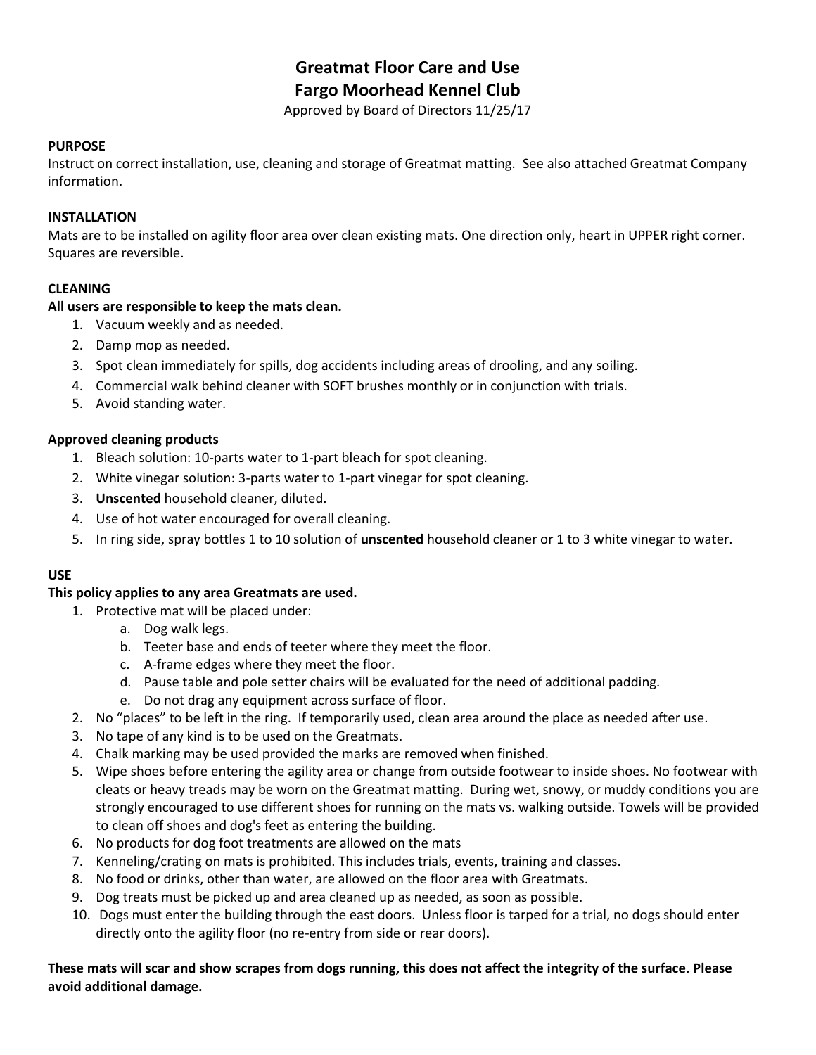# Greatmat Floor Care and Use
# Fargo Moorhead Kennel Club

Approved by Board of Directors 11/25/17

**PURPOSE**

Instruct on correct installation, use, cleaning and storage of Greatmat matting. See also attached Greatmat Company information.

**INSTALLATION**

Mats are to be installed on agility floor area over clean existing mats. One direction only, heart in UPPER right corner. Squares are reversible.

**CLEANING**

**All users are responsible to keep the mats clean.**

1. Vacuum weekly and as needed.
2. Damp mop as needed.
3. Spot clean immediately for spills, dog accidents including areas of drooling, and any soiling.
4. Commercial walk behind cleaner with SOFT brushes monthly or in conjunction with trials.
5. Avoid standing water.

**Approved cleaning products**

1. Bleach solution: 10-parts water to 1-part bleach for spot cleaning.
2. White vinegar solution: 3-parts water to 1-part vinegar for spot cleaning.
3. **Unscented** household cleaner, diluted.
4. Use of hot water encouraged for overall cleaning.
5. In ring side, spray bottles 1 to 10 solution of **unscented** household cleaner or 1 to 3 white vinegar to water.

**USE**

**This policy applies to any area Greatmats are used.**

1. Protective mat will be placed under:
   a. Dog walk legs.
   b. Teeter base and ends of teeter where they meet the floor.
   c. A-frame edges where they meet the floor.
   d. Pause table and pole setter chairs will be evaluated for the need of additional padding.
   e. Do not drag any equipment across surface of floor.
2. No "places" to be left in the ring. If temporarily used, clean area around the place as needed after use.
3. No tape of any kind is to be used on the Greatmats.
4. Chalk marking may be used provided the marks are removed when finished.
5. Wipe shoes before entering the agility area or change from outside footwear to inside shoes. No footwear with cleats or heavy treads may be worn on the Greatmat matting. During wet, snowy, or muddy conditions you are strongly encouraged to use different shoes for running on the mats vs. walking outside. Towels will be provided to clean off shoes and dog's feet as entering the building.
6. No products for dog foot treatments are allowed on the mats
7. Kenneling/crating on mats is prohibited. This includes trials, events, training and classes.
8. No food or drinks, other than water, are allowed on the floor area with Greatmats.
9. Dog treats must be picked up and area cleaned up as needed, as soon as possible.
10. Dogs must enter the building through the east doors. Unless floor is tarped for a trial, no dogs should enter directly onto the agility floor (no re-entry from side or rear doors).

**These mats will scar and show scrapes from dogs running, this does not affect the integrity of the surface. Please avoid additional damage.**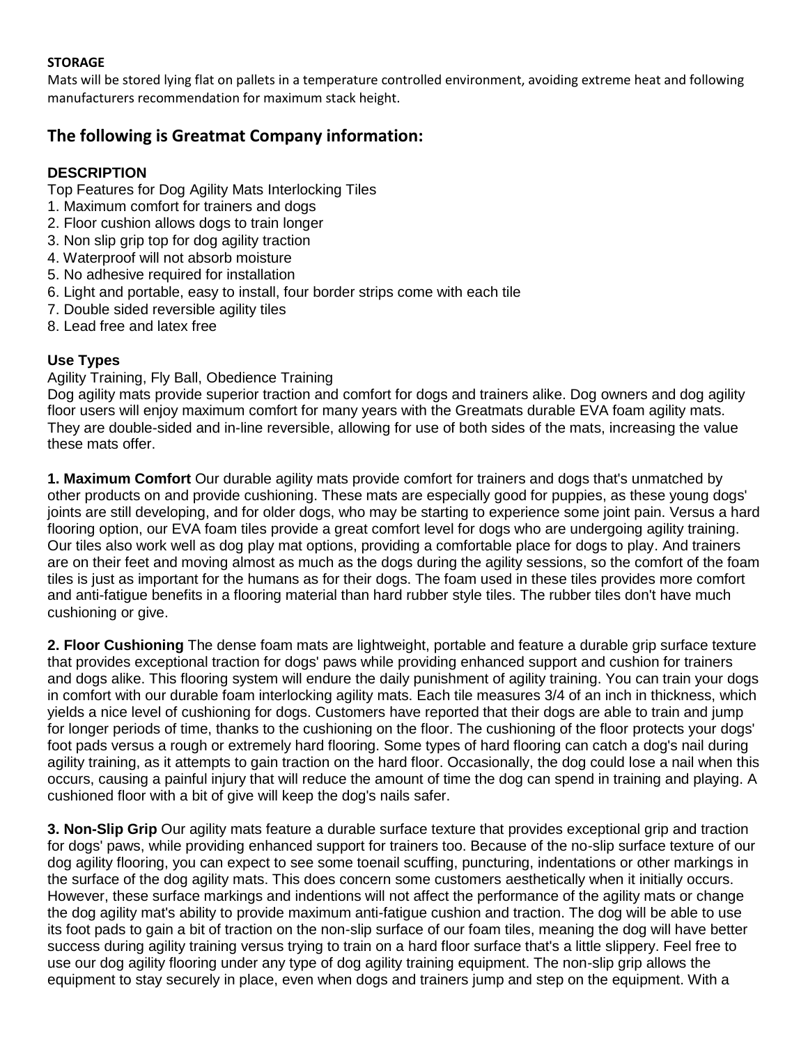**STORAGE**

Mats will be stored lying flat on pallets in a temperature controlled environment, avoiding extreme heat and following manufacturers recommendation for maximum stack height.

## The following is Greatmat Company information:

**DESCRIPTION**

Top Features for Dog Agility Mats Interlocking Tiles

1. Maximum comfort for trainers and dogs
2. Floor cushion allows dogs to train longer
3. Non slip grip top for dog agility traction
4. Waterproof will not absorb moisture
5. No adhesive required for installation
6. Light and portable, easy to install, four border strips come with each tile
7. Double sided reversible agility tiles
8. Lead free and latex free

**Use Types**

Agility Training, Fly Ball, Obedience Training

Dog agility mats provide superior traction and comfort for dogs and trainers alike. Dog owners and dog agility floor users will enjoy maximum comfort for many years with the Greatmats durable EVA foam agility mats. They are double-sided and in-line reversible, allowing for use of both sides of the mats, increasing the value these mats offer.

**1. Maximum Comfort** Our durable agility mats provide comfort for trainers and dogs that's unmatched by other products on and provide cushioning. These mats are especially good for puppies, as these young dogs' joints are still developing, and for older dogs, who may be starting to experience some joint pain. Versus a hard flooring option, our EVA foam tiles provide a great comfort level for dogs who are undergoing agility training. Our tiles also work well as dog play mat options, providing a comfortable place for dogs to play. And trainers are on their feet and moving almost as much as the dogs during the agility sessions, so the comfort of the foam tiles is just as important for the humans as for their dogs. The foam used in these tiles provides more comfort and anti-fatigue benefits in a flooring material than hard rubber style tiles. The rubber tiles don't have much cushioning or give.

**2. Floor Cushioning** The dense foam mats are lightweight, portable and feature a durable grip surface texture that provides exceptional traction for dogs' paws while providing enhanced support and cushion for trainers and dogs alike. This flooring system will endure the daily punishment of agility training. You can train your dogs in comfort with our durable foam interlocking agility mats. Each tile measures 3/4 of an inch in thickness, which yields a nice level of cushioning for dogs. Customers have reported that their dogs are able to train and jump for longer periods of time, thanks to the cushioning on the floor. The cushioning of the floor protects your dogs' foot pads versus a rough or extremely hard flooring. Some types of hard flooring can catch a dog's nail during agility training, as it attempts to gain traction on the hard floor. Occasionally, the dog could lose a nail when this occurs, causing a painful injury that will reduce the amount of time the dog can spend in training and playing. A cushioned floor with a bit of give will keep the dog's nails safer.

**3. Non-Slip Grip** Our agility mats feature a durable surface texture that provides exceptional grip and traction for dogs' paws, while providing enhanced support for trainers too. Because of the no-slip surface texture of our dog agility flooring, you can expect to see some toenail scuffing, puncturing, indentations or other markings in the surface of the dog agility mats. This does concern some customers aesthetically when it initially occurs. However, these surface markings and indentions will not affect the performance of the agility mats or change the dog agility mat's ability to provide maximum anti-fatigue cushion and traction. The dog will be able to use its foot pads to gain a bit of traction on the non-slip surface of our foam tiles, meaning the dog will have better success during agility training versus trying to train on a hard floor surface that's a little slippery. Feel free to use our dog agility flooring under any type of dog agility training equipment. The non-slip grip allows the equipment to stay securely in place, even when dogs and trainers jump and step on the equipment. With a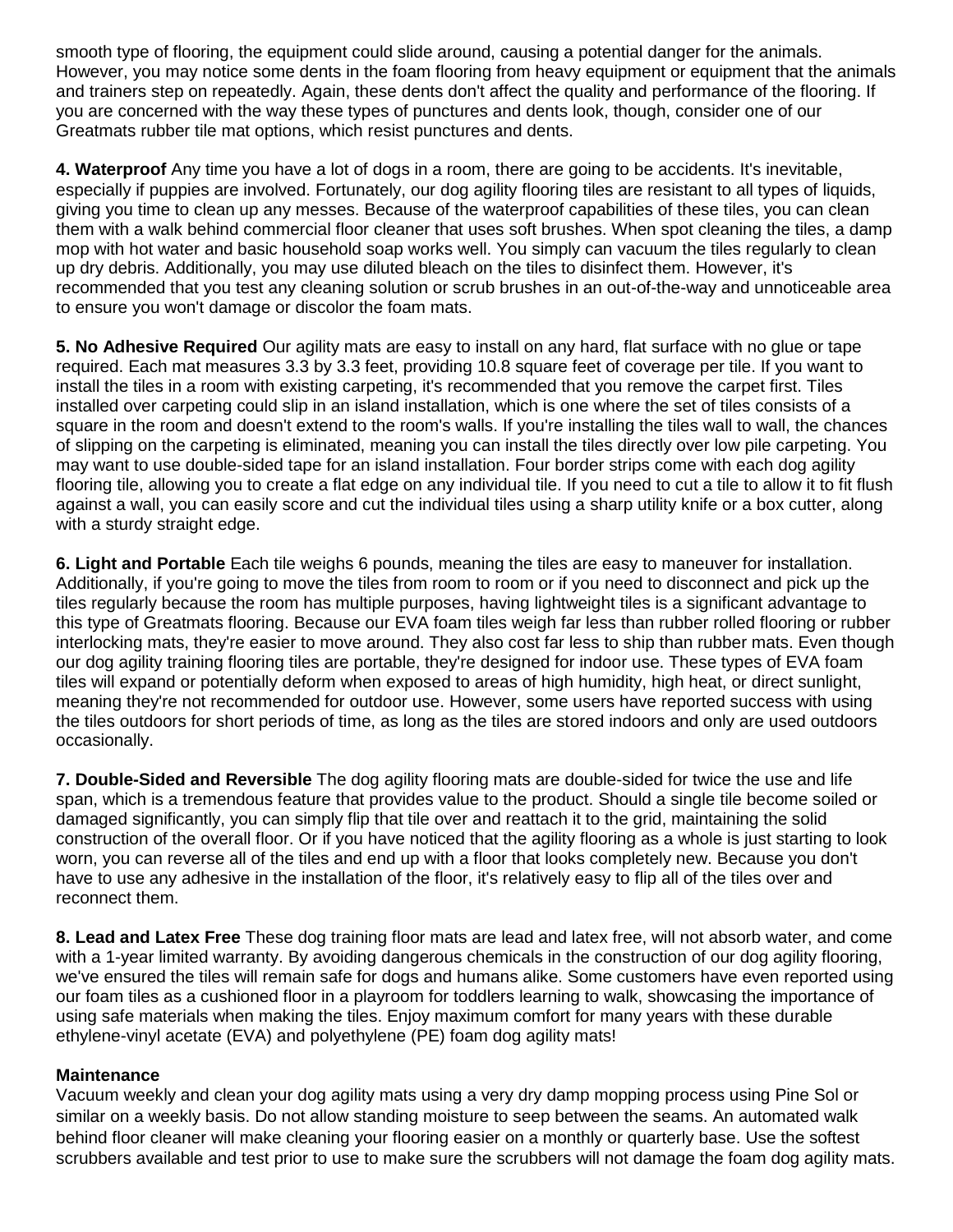smooth type of flooring, the equipment could slide around, causing a potential danger for the animals. However, you may notice some dents in the foam flooring from heavy equipment or equipment that the animals and trainers step on repeatedly. Again, these dents don't affect the quality and performance of the flooring. If you are concerned with the way these types of punctures and dents look, though, consider one of our Greatmats rubber tile mat options, which resist punctures and dents.

**4. Waterproof** Any time you have a lot of dogs in a room, there are going to be accidents. It's inevitable, especially if puppies are involved. Fortunately, our dog agility flooring tiles are resistant to all types of liquids, giving you time to clean up any messes. Because of the waterproof capabilities of these tiles, you can clean them with a walk behind commercial floor cleaner that uses soft brushes. When spot cleaning the tiles, a damp mop with hot water and basic household soap works well. You simply can vacuum the tiles regularly to clean up dry debris. Additionally, you may use diluted bleach on the tiles to disinfect them. However, it's recommended that you test any cleaning solution or scrub brushes in an out-of-the-way and unnoticeable area to ensure you won't damage or discolor the foam mats.

**5. No Adhesive Required** Our agility mats are easy to install on any hard, flat surface with no glue or tape required. Each mat measures 3.3 by 3.3 feet, providing 10.8 square feet of coverage per tile. If you want to install the tiles in a room with existing carpeting, it's recommended that you remove the carpet first. Tiles installed over carpeting could slip in an island installation, which is one where the set of tiles consists of a square in the room and doesn't extend to the room's walls. If you're installing the tiles wall to wall, the chances of slipping on the carpeting is eliminated, meaning you can install the tiles directly over low pile carpeting. You may want to use double-sided tape for an island installation. Four border strips come with each dog agility flooring tile, allowing you to create a flat edge on any individual tile. If you need to cut a tile to allow it to fit flush against a wall, you can easily score and cut the individual tiles using a sharp utility knife or a box cutter, along with a sturdy straight edge.

**6. Light and Portable** Each tile weighs 6 pounds, meaning the tiles are easy to maneuver for installation. Additionally, if you're going to move the tiles from room to room or if you need to disconnect and pick up the tiles regularly because the room has multiple purposes, having lightweight tiles is a significant advantage to this type of Greatmats flooring. Because our EVA foam tiles weigh far less than rubber rolled flooring or rubber interlocking mats, they're easier to move around. They also cost far less to ship than rubber mats. Even though our dog agility training flooring tiles are portable, they're designed for indoor use. These types of EVA foam tiles will expand or potentially deform when exposed to areas of high humidity, high heat, or direct sunlight, meaning they're not recommended for outdoor use. However, some users have reported success with using the tiles outdoors for short periods of time, as long as the tiles are stored indoors and only are used outdoors occasionally.

**7. Double-Sided and Reversible** The dog agility flooring mats are double-sided for twice the use and life span, which is a tremendous feature that provides value to the product. Should a single tile become soiled or damaged significantly, you can simply flip that tile over and reattach it to the grid, maintaining the solid construction of the overall floor. Or if you have noticed that the agility flooring as a whole is just starting to look worn, you can reverse all of the tiles and end up with a floor that looks completely new. Because you don't have to use any adhesive in the installation of the floor, it's relatively easy to flip all of the tiles over and reconnect them.

**8. Lead and Latex Free** These dog training floor mats are lead and latex free, will not absorb water, and come with a 1-year limited warranty. By avoiding dangerous chemicals in the construction of our dog agility flooring, we've ensured the tiles will remain safe for dogs and humans alike. Some customers have even reported using our foam tiles as a cushioned floor in a playroom for toddlers learning to walk, showcasing the importance of using safe materials when making the tiles. Enjoy maximum comfort for many years with these durable ethylene-vinyl acetate (EVA) and polyethylene (PE) foam dog agility mats!

**Maintenance**

Vacuum weekly and clean your dog agility mats using a very dry damp mopping process using Pine Sol or similar on a weekly basis. Do not allow standing moisture to seep between the seams. An automated walk behind floor cleaner will make cleaning your flooring easier on a monthly or quarterly base. Use the softest scrubbers available and test prior to use to make sure the scrubbers will not damage the foam dog agility mats.